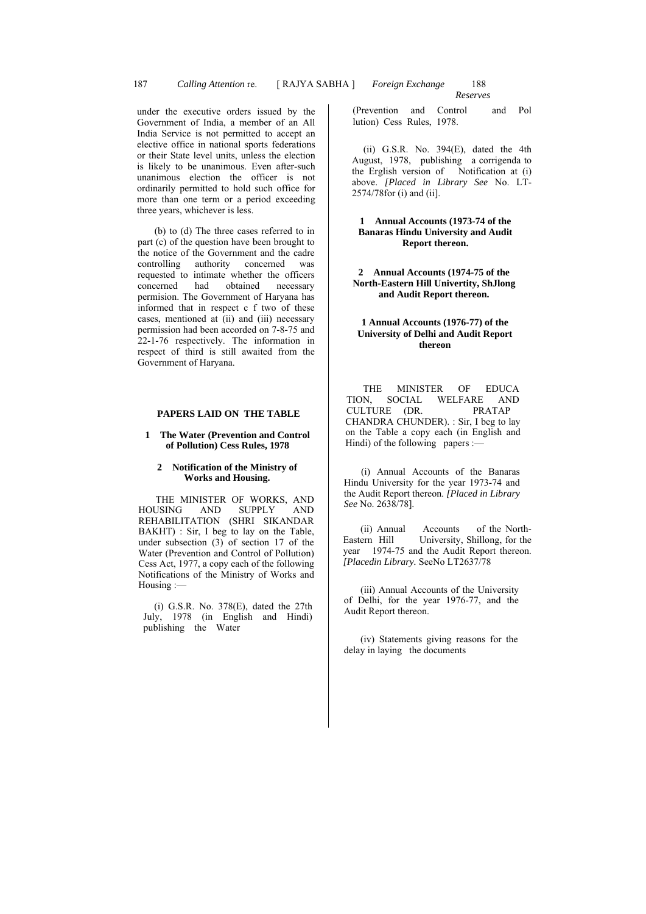under the executive orders issued by the Government of India, a member of an All India Service is not permitted to accept an elective office in national sports federations or their State level units, unless the election is likely to be unanimous. Even after-such unanimous election the officer is not ordinarily permitted to hold such office for more than one term or a period exceeding three years, whichever is less.

(b) to (d) The three cases referred to in part (c) of the question have been brought to the notice of the Government and the cadre controlling authority concerned was requested to intimate whether the officers concerned had obtained necessary permision. The Government of Haryana has informed that in respect c f two of these cases, mentioned at (ii) and (iii) necessary permission had been accorded on 7-8-75 and 22-1-76 respectively. The information in respect of third is still awaited from the Government of Haryana.

## PAPERS LAID ON THE TABLE

**1 The Water (Prevention and Control of Pollution) Cess Rules, 1978**

**2 Notification of the Ministry of Works and Housing.**

THE MINISTER OF WORKS, AND HOUSING AND SUPPLY AND REHABILITATION (SHRI SIKANDAR BAKHT) : Sir, I beg to lay on the Table, under subsection (3) of section 17 of the Water (Prevention and Control of Pollution) Cess Act, 1977, a copy each of the following Notifications of the Ministry of Works and Housing :—

(i) G.S.R. No. 378(E), dated the 27th July, 1978 (in English and Hindi) publishing the Water (Prevention and Control and Pol lution) Cess Rules, 1978.

(ii) G.S.R. No. 394(E), dated the 4th August, 1978, publishing a corrigenda to the Erglish version of Notification at (i) above. *[Placed in Library See* No. LT-2574/78for (i) and (ii].

**1 Annual Accounts (1973-74 of the Banaras Hindu University and Audit Report thereon.**

**2 Annual Accounts (1974-75 of the North-Eastern Hill Univertity, ShJlong and Audit Report thereon.**

**1 Annual Accounts (1976-77) of the University of Delhi and Audit Report thereon**

THE MINISTER OF EDUCA TION, SOCIAL WELFARE AND CULTURE (DR. PRATAP CHANDRA CHUNDER). : Sir, I beg to lay on the Table a copy each (in English and Hindi) of the following papers :—

(i) Annual Accounts of the Banaras Hindu University for the year 1973-74 and the Audit Report thereon. *[Placed in Library See* No. 2638/78].

(ii) Annual Accounts of the North-Eastern Hill University, Shillong, for the year 1974-75 and the Audit Report thereon. *[Placedin Library.* SeeNo LT2637/78

(iii) Annual Accounts of the University of Delhi, for the year 1976-77, and the Audit Report thereon.

(iv) Statements giving reasons for the delay in laying the documents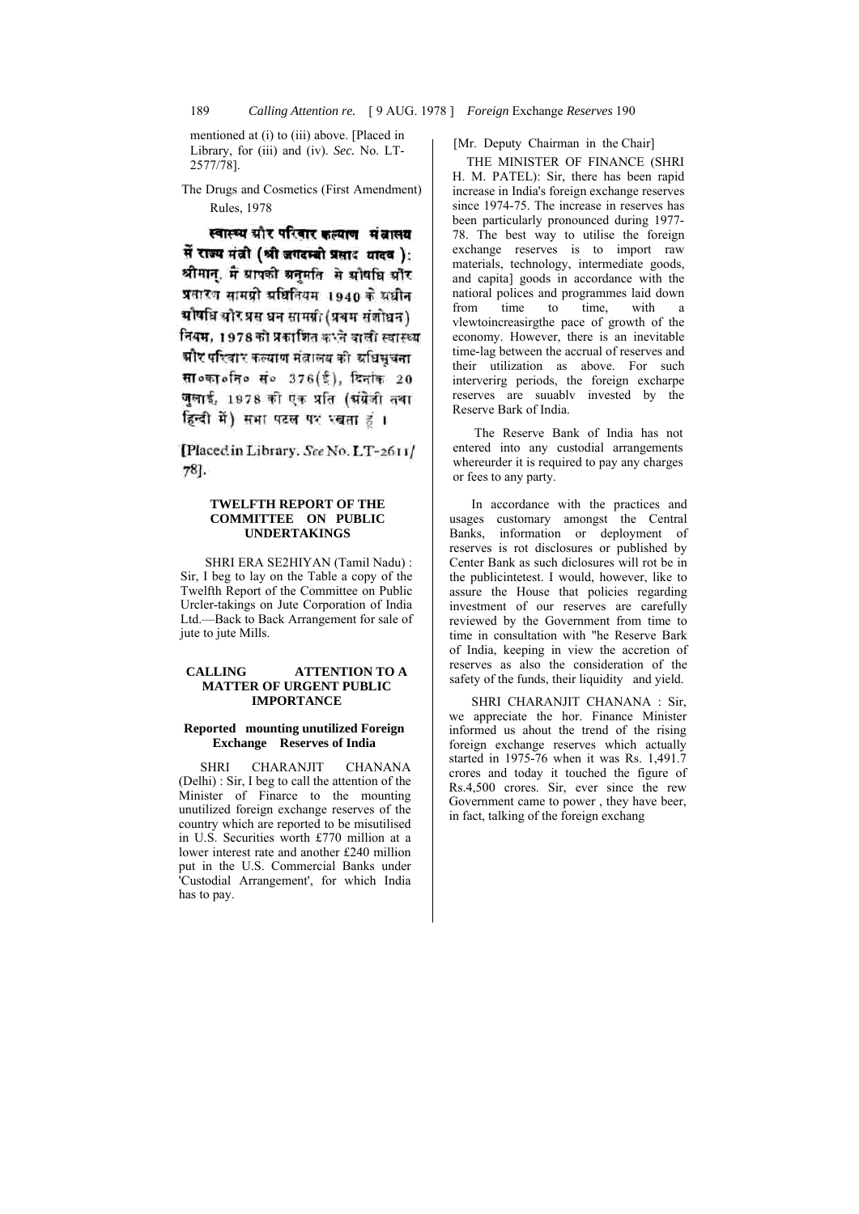mentioned at (i) to (iii) above. [Placed in Library, for (iii) and (iv). *Sec.* No. LT-2577/78].

The Drugs and Cosmetics (First Amendment) Rules, 1978

**स्वास्थ्य और परिवार कल्याण मंत्रालय में राज्य मंत्री (श्री जगदम्बी प्रसाद यादव):** श्रीमान्, मैं आपकी अनुमति से औषधि और प्रसाधन सामग्री अधिनियम 1940 के अधीन औषधि और प्रसाधन सामग्री (प्रथम संशोधन) नियम, 1978 को प्रकाशित करने वाली स्वास्थ्य और परिवार कल्याण मंत्रालय की अधिसूचना सा०का०नि० सं० 376(ई), दिनांक 20 जुलाई, 1978 की एक प्रति (अंग्रेजी तथा हिन्दी में) सभा पटल पर रखता हूं।

[Placed in Library. *See* No. LT-2611/78].

### TWELFTH REPORT OF THE COMMITTEE ON PUBLIC UNDERTAKINGS

SHRI ERA SE2HIYAN (Tamil Nadu) : Sir, I beg to lay on the Table a copy of the Twelfth Report of the Committee on Public Urcler-takings on Jute Corporation of India Ltd.—Back to Back Arrangement for sale of jute to jute Mills.

### CALLING ATTENTION TO A MATTER OF URGENT PUBLIC IMPORTANCE

#### Reported mounting unutilized Foreign Exchange Reserves of India

SHRI CHARANJIT CHANANA (Delhi) : Sir, I beg to call the attention of the Minister of Finarce to the mounting unutilized foreign exchange reserves of the country which are reported to be misutilised in U.S. Securities worth £770 million at a lower interest rate and another £240 million put in the U.S. Commercial Banks under 'Custodial Arrangement', for which India has to pay.

[Mr. Deputy Chairman in the Chair]

THE MINISTER OF FINANCE (SHRI H. M. PATEL): Sir, there has been rapid increase in India's foreign exchange reserves since 1974-75. The increase in reserves has been particularly pronounced during 1977-78. The best way to utilise the foreign exchange reserves is to import raw materials, technology, intermediate goods, and capita] goods in accordance with the natioral polices and programmes laid down from time to time, with a vlewtoincreasirgthe pace of growth of the economy. However, there is an inevitable time-lag between the accrual of reserves and their utilization as above. For such intervering periods, the foreign excharpe reserves are suuablv invested by the Reserve Bark of India.

The Reserve Bank of India has not entered into any custodial arrangements whereurder it is required to pay any charges or fees to any party.

In accordance with the practices and usages customary amongst the Central Banks, information or deployment of reserves is rot disclosures or published by Center Bank as such diclosures will rot be in the publicintetest. I would, however, like to assure the House that policies regarding investment of our reserves are carefully reviewed by the Government from time to time in consultation with "he Reserve Bark of India, keeping in view the accretion of reserves as also the consideration of the safety of the funds, their liquidity and yield.

SHRI CHARANJIT CHANANA : Sir, we appreciate the hor. Finance Minister informed us ahout the trend of the rising foreign exchange reserves which actually started in 1975-76 when it was Rs. 1,491.7 crores and today it touched the figure of Rs.4,500 crores. Sir, ever since the rew Government came to power , they have beer, in fact, talking of the foreign exchang